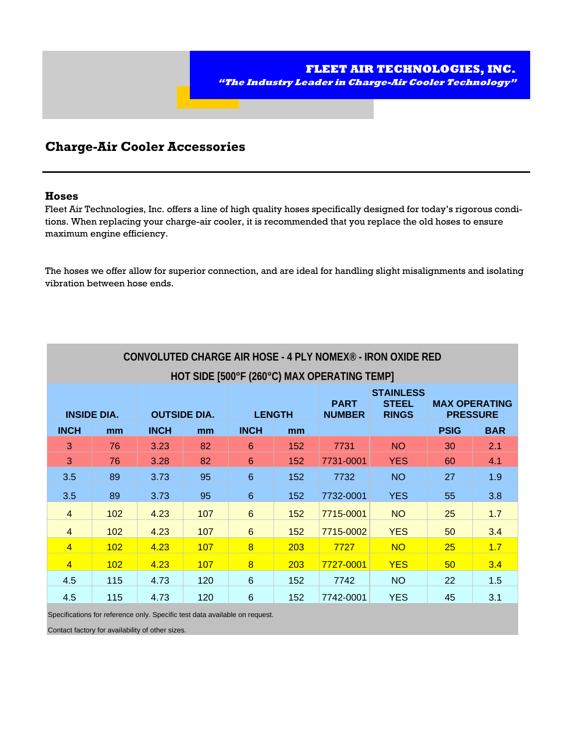**FLEET AIR TECHNOLOGIES, INC.**

***"The Industry Leader in Charge-Air Cooler Technology"***

# Charge-Air Cooler Accessories

## Hoses

Fleet Air Technologies, Inc. offers a line of high quality hoses specifically designed for today's rigorous conditions. When replacing your charge-air cooler, it is recommended that you replace the old hoses to ensure maximum engine efficiency.

The hoses we offer allow for superior connection, and are ideal for handling slight misalignments and isolating vibration between hose ends.

**CONVOLUTED CHARGE AIR HOSE - 4 PLY NOMEX® - IRON OXIDE RED**

**HOT SIDE [500°F (260°C) MAX OPERATING TEMP]**

| INSIDE DIA. | | OUTSIDE DIA. | | LENGTH | | PART NUMBER | STAINLESS STEEL RINGS | MAX OPERATING PRESSURE | |
|---|---|---|---|---|---|---|---|---|---|
| INCH | mm | INCH | mm | INCH | mm | | | PSIG | BAR |
| 3 | 76 | 3.23 | 82 | 6 | 152 | 7731 | NO | 30 | 2.1 |
| 3 | 76 | 3.28 | 82 | 6 | 152 | 7731-0001 | YES | 60 | 4.1 |
| 3.5 | 89 | 3.73 | 95 | 6 | 152 | 7732 | NO | 27 | 1.9 |
| 3.5 | 89 | 3.73 | 95 | 6 | 152 | 7732-0001 | YES | 55 | 3.8 |
| 4 | 102 | 4.23 | 107 | 6 | 152 | 7715-0001 | NO | 25 | 1.7 |
| 4 | 102 | 4.23 | 107 | 6 | 152 | 7715-0002 | YES | 50 | 3.4 |
| 4 | 102 | 4.23 | 107 | 8 | 203 | 7727 | NO | 25 | 1.7 |
| 4 | 102 | 4.23 | 107 | 8 | 203 | 7727-0001 | YES | 50 | 3.4 |
| 4.5 | 115 | 4.73 | 120 | 6 | 152 | 7742 | NO | 22 | 1.5 |
| 4.5 | 115 | 4.73 | 120 | 6 | 152 | 7742-0001 | YES | 45 | 3.1 |

Specifications for reference only. Specific test data available on request.

Contact factory for availability of other sizes.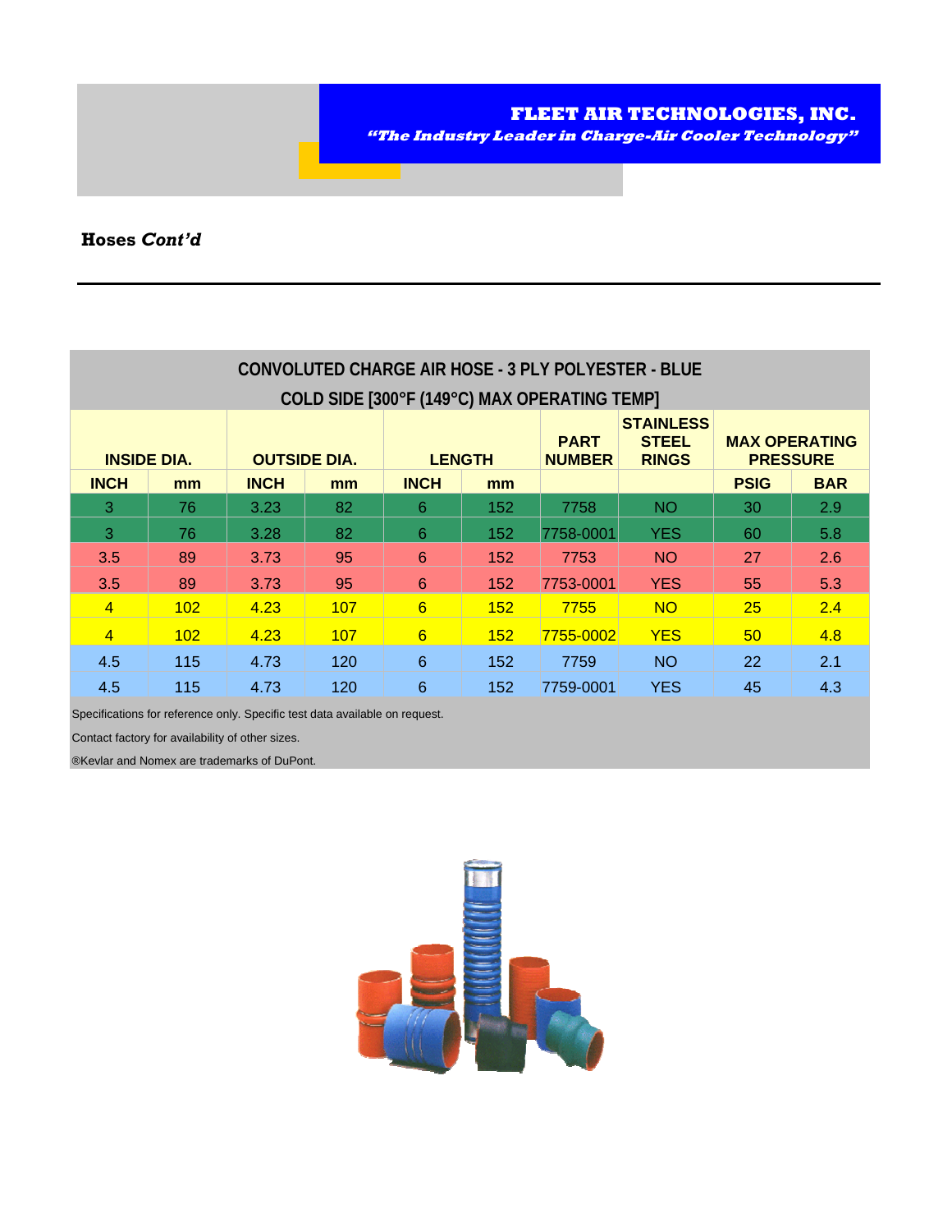**Hoses *Cont'd***

| CONVOLUTED CHARGE AIR HOSE - 3 PLY POLYESTER - BLUE COLD SIDE [300°F (149°C) MAX OPERATING TEMP] | | | | | | | | | |
|---|---|---|---|---|---|---|---|---|---|
| INSIDE DIA. | | OUTSIDE DIA. | | LENGTH | | PART NUMBER | STAINLESS STEEL RINGS | MAX OPERATING PRESSURE | |
| INCH | mm | INCH | mm | INCH | mm | | | PSIG | BAR |
| 3 | 76 | 3.23 | 82 | 6 | 152 | 7758 | NO | 30 | 2.9 |
| 3 | 76 | 3.28 | 82 | 6 | 152 | 7758-0001 | YES | 60 | 5.8 |
| 3.5 | 89 | 3.73 | 95 | 6 | 152 | 7753 | NO | 27 | 2.6 |
| 3.5 | 89 | 3.73 | 95 | 6 | 152 | 7753-0001 | YES | 55 | 5.3 |
| 4 | 102 | 4.23 | 107 | 6 | 152 | 7755 | NO | 25 | 2.4 |
| 4 | 102 | 4.23 | 107 | 6 | 152 | 7755-0002 | YES | 50 | 4.8 |
| 4.5 | 115 | 4.73 | 120 | 6 | 152 | 7759 | NO | 22 | 2.1 |
| 4.5 | 115 | 4.73 | 120 | 6 | 152 | 7759-0001 | YES | 45 | 4.3 |

Specifications for reference only. Specific test data available on request.

Contact factory for availability of other sizes.

®Kevlar and Nomex are trademarks of DuPont.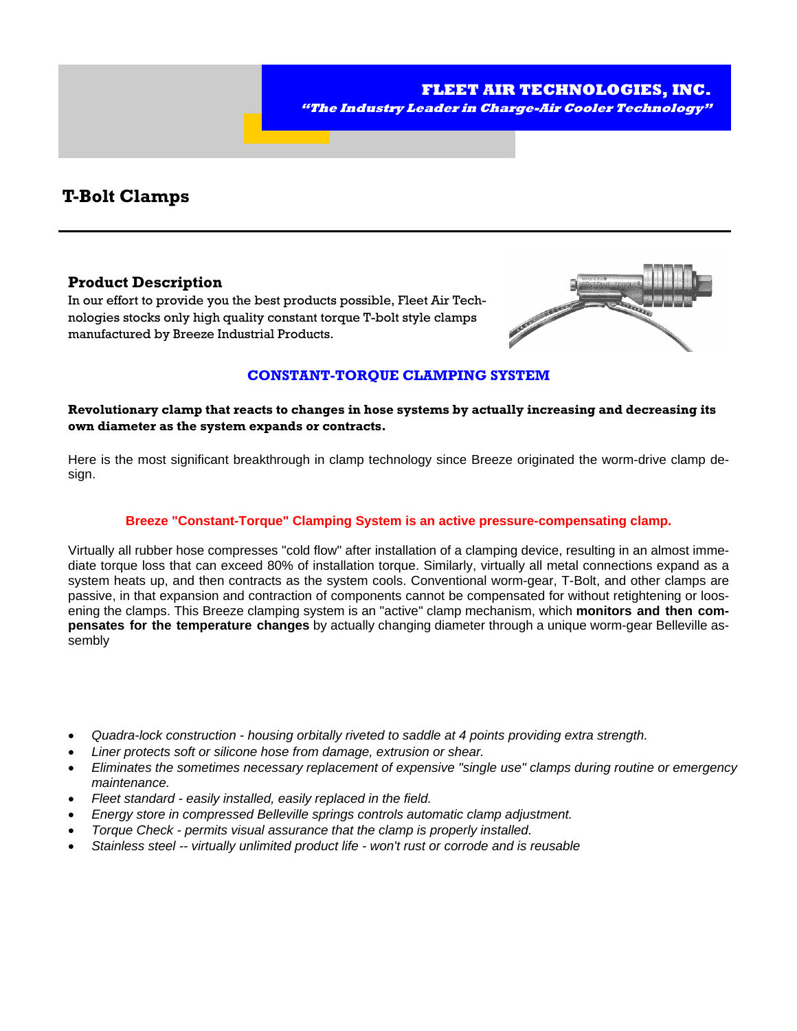FLEET AIR TECHNOLOGIES, INC.

*"The Industry Leader in Charge-Air Cooler Technology"*

# T-Bolt Clamps

## Product Description

In our effort to provide you the best products possible, Fleet Air Technologies stocks only high quality constant torque T-bolt style clamps manufactured by Breeze Industrial Products.

### CONSTANT-TORQUE CLAMPING SYSTEM

**Revolutionary clamp that reacts to changes in hose systems by actually increasing and decreasing its own diameter as the system expands or contracts.**

Here is the most significant breakthrough in clamp technology since Breeze originated the worm-drive clamp design.

**Breeze "Constant-Torque" Clamping System is an active pressure-compensating clamp.**

Virtually all rubber hose compresses "cold flow" after installation of a clamping device, resulting in an almost immediate torque loss that can exceed 80% of installation torque. Similarly, virtually all metal connections expand as a system heats up, and then contracts as the system cools. Conventional worm-gear, T-Bolt, and other clamps are passive, in that expansion and contraction of components cannot be compensated for without retightening or loosening the clamps. This Breeze clamping system is an "active" clamp mechanism, which **monitors and then compensates for the temperature changes** by actually changing diameter through a unique worm-gear Belleville assembly

- *Quadra-lock construction - housing orbitally riveted to saddle at 4 points providing extra strength.*
- *Liner protects soft or silicone hose from damage, extrusion or shear.*
- *Eliminates the sometimes necessary replacement of expensive "single use" clamps during routine or emergency maintenance.*
- *Fleet standard - easily installed, easily replaced in the field.*
- *Energy store in compressed Belleville springs controls automatic clamp adjustment.*
- *Torque Check - permits visual assurance that the clamp is properly installed.*
- *Stainless steel -- virtually unlimited product life - won't rust or corrode and is reusable*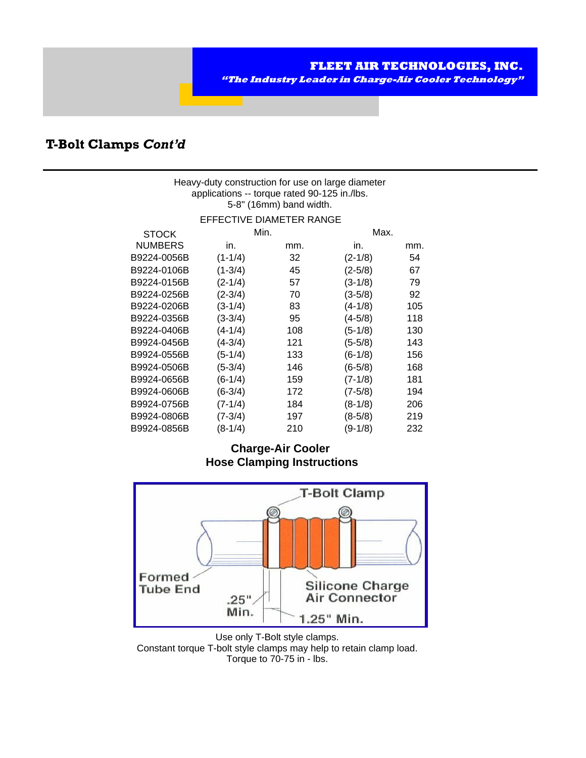FLEET AIR TECHNOLOGIES, INC.

*"The Industry Leader in Charge-Air Cooler Technology"*

## T-Bolt Clamps *Cont'd*

Heavy-duty construction for use on large diameter applications -- torque rated 90-125 in./lbs. 5-8" (16mm) band width.

EFFECTIVE DIAMETER RANGE

| STOCK NUMBERS | Min. in. | Min. mm. | Max. in. | Max. mm. |
|---|---|---|---|---|
| B9224-0056B | (1-1/4) | 32 | (2-1/8) | 54 |
| B9224-0106B | (1-3/4) | 45 | (2-5/8) | 67 |
| B9224-0156B | (2-1/4) | 57 | (3-1/8) | 79 |
| B9224-0256B | (2-3/4) | 70 | (3-5/8) | 92 |
| B9224-0206B | (3-1/4) | 83 | (4-1/8) | 105 |
| B9224-0356B | (3-3/4) | 95 | (4-5/8) | 118 |
| B9224-0406B | (4-1/4) | 108 | (5-1/8) | 130 |
| B9924-0456B | (4-3/4) | 121 | (5-5/8) | 143 |
| B9924-0556B | (5-1/4) | 133 | (6-1/8) | 156 |
| B9924-0506B | (5-3/4) | 146 | (6-5/8) | 168 |
| B9924-0656B | (6-1/4) | 159 | (7-1/8) | 181 |
| B9924-0606B | (6-3/4) | 172 | (7-5/8) | 194 |
| B9924-0756B | (7-1/4) | 184 | (8-1/8) | 206 |
| B9924-0806B | (7-3/4) | 197 | (8-5/8) | 219 |
| B9924-0856B | (8-1/4) | 210 | (9-1/8) | 232 |

### Charge-Air Cooler Hose Clamping Instructions

T-Bolt Clamp

Formed Tube End

.25" Min.

Silicone Charge Air Connector

1.25" Min.

Use only T-Bolt style clamps.
Constant torque T-bolt style clamps may help to retain clamp load.
Torque to 70-75 in - lbs.